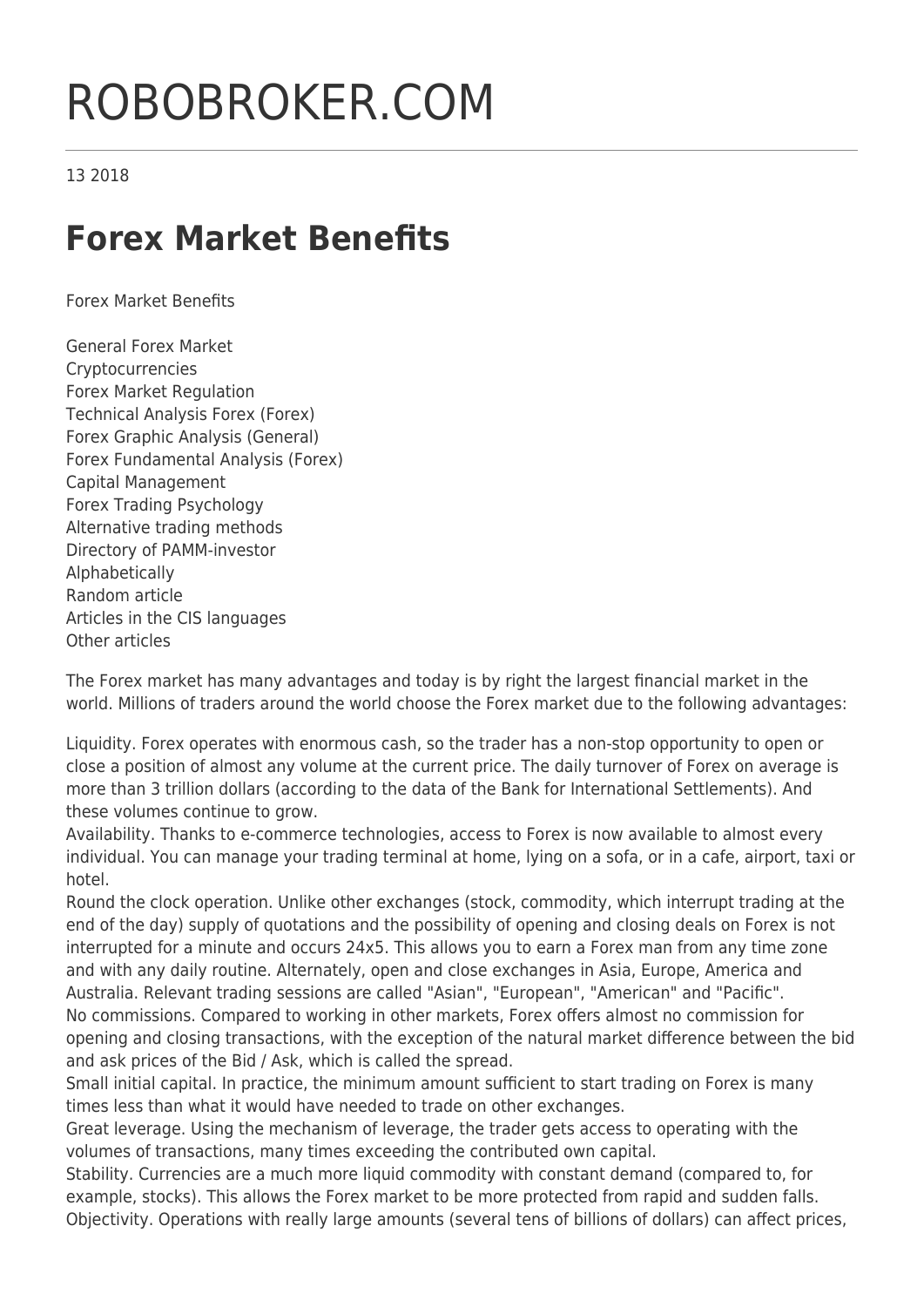# ROBOBROKER.COM

13 2018

## Forex Market Benefits

Forex Market Benefits

General Forex Market
Cryptocurrencies
Forex Market Regulation
Technical Analysis Forex (Forex)
Forex Graphic Analysis (General)
Forex Fundamental Analysis (Forex)
Capital Management
Forex Trading Psychology
Alternative trading methods
Directory of PAMM-investor
Alphabetically
Random article
Articles in the CIS languages
Other articles

The Forex market has many advantages and today is by right the largest financial market in the world. Millions of traders around the world choose the Forex market due to the following advantages:

Liquidity. Forex operates with enormous cash, so the trader has a non-stop opportunity to open or close a position of almost any volume at the current price. The daily turnover of Forex on average is more than 3 trillion dollars (according to the data of the Bank for International Settlements). And these volumes continue to grow.
Availability. Thanks to e-commerce technologies, access to Forex is now available to almost every individual. You can manage your trading terminal at home, lying on a sofa, or in a cafe, airport, taxi or hotel.
Round the clock operation. Unlike other exchanges (stock, commodity, which interrupt trading at the end of the day) supply of quotations and the possibility of opening and closing deals on Forex is not interrupted for a minute and occurs 24x5. This allows you to earn a Forex man from any time zone and with any daily routine. Alternately, open and close exchanges in Asia, Europe, America and Australia. Relevant trading sessions are called "Asian", "European", "American" and "Pacific".
No commissions. Compared to working in other markets, Forex offers almost no commission for opening and closing transactions, with the exception of the natural market difference between the bid and ask prices of the Bid / Ask, which is called the spread.
Small initial capital. In practice, the minimum amount sufficient to start trading on Forex is many times less than what it would have needed to trade on other exchanges.
Great leverage. Using the mechanism of leverage, the trader gets access to operating with the volumes of transactions, many times exceeding the contributed own capital.
Stability. Currencies are a much more liquid commodity with constant demand (compared to, for example, stocks). This allows the Forex market to be more protected from rapid and sudden falls.
Objectivity. Operations with really large amounts (several tens of billions of dollars) can affect prices,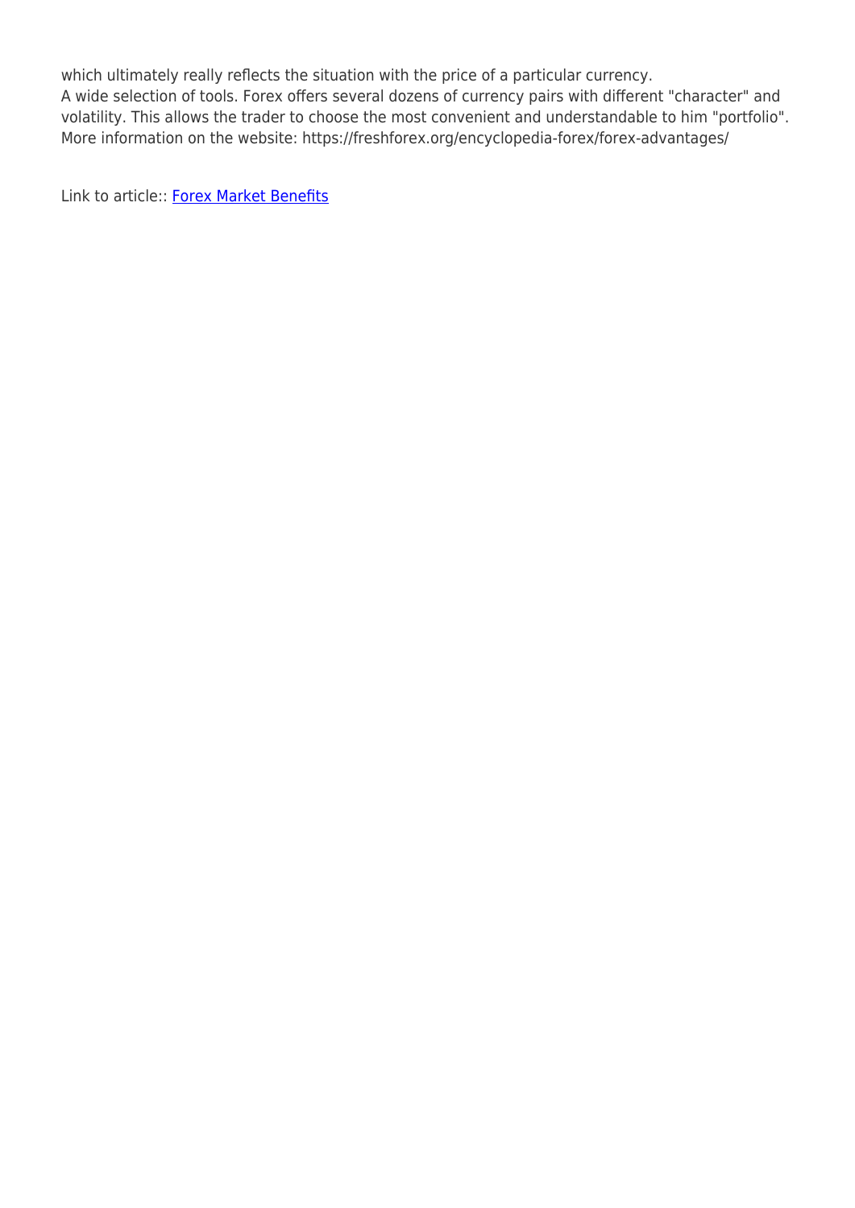which ultimately really reflects the situation with the price of a particular currency.
A wide selection of tools. Forex offers several dozens of currency pairs with different "character" and volatility. This allows the trader to choose the most convenient and understandable to him "portfolio". More information on the website: https://freshforex.org/encyclopedia-forex/forex-advantages/

Link to article:: Forex Market Benefits